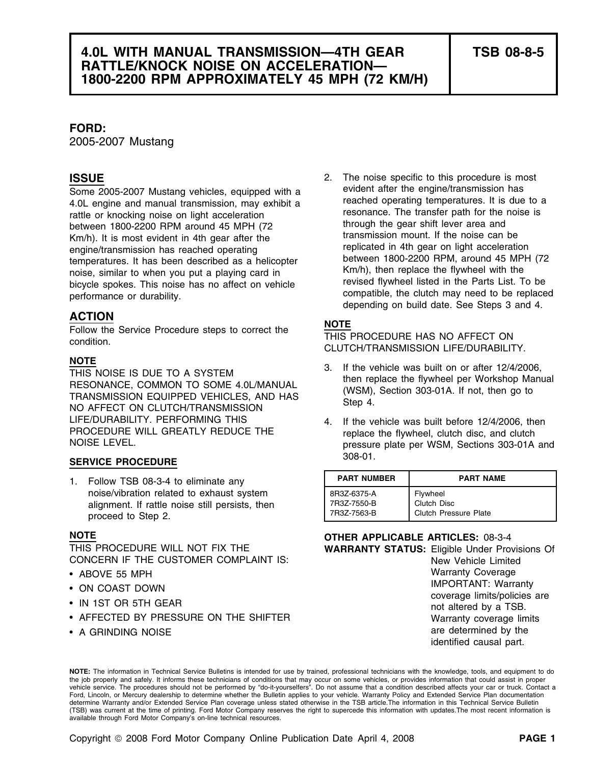# 4.0L WITH MANUAL TRANSMISSION—4TH GEAR RATTLE/KNOCK NOISE ON ACCELERATION—1800-2200 RPM APPROXIMATELY 45 MPH (72 KM/H)

**TSB 08-8-5**

**FORD:**
2005-2007 Mustang

## ISSUE

Some 2005-2007 Mustang vehicles, equipped with a 4.0L engine and manual transmission, may exhibit a rattle or knocking noise on light acceleration between 1800-2200 RPM around 45 MPH (72 Km/h). It is most evident in 4th gear after the engine/transmission has reached operating temperatures. It has been described as a helicopter noise, similar to when you put a playing card in bicycle spokes. This noise has no affect on vehicle performance or durability.

## ACTION

Follow the Service Procedure steps to correct the condition.

**NOTE**
THIS NOISE IS DUE TO A SYSTEM RESONANCE, COMMON TO SOME 4.0L/MANUAL TRANSMISSION EQUIPPED VEHICLES, AND HAS NO AFFECT ON CLUTCH/TRANSMISSION LIFE/DURABILITY. PERFORMING THIS PROCEDURE WILL GREATLY REDUCE THE NOISE LEVEL.

### SERVICE PROCEDURE

1. Follow TSB 08-3-4 to eliminate any noise/vibration related to exhaust system alignment. If rattle noise still persists, then proceed to Step 2.

**NOTE**
THIS PROCEDURE WILL NOT FIX THE CONCERN IF THE CUSTOMER COMPLAINT IS:

- ABOVE 55 MPH
- ON COAST DOWN
- IN 1ST OR 5TH GEAR
- AFFECTED BY PRESSURE ON THE SHIFTER
- A GRINDING NOISE

2. The noise specific to this procedure is most evident after the engine/transmission has reached operating temperatures. It is due to a resonance. The transfer path for the noise is through the gear shift lever area and transmission mount. If the noise can be replicated in 4th gear on light acceleration between 1800-2200 RPM, around 45 MPH (72 Km/h), then replace the flywheel with the revised flywheel listed in the Parts List. To be compatible, the clutch may need to be replaced depending on build date. See Steps 3 and 4.

**NOTE**
THIS PROCEDURE HAS NO AFFECT ON CLUTCH/TRANSMISSION LIFE/DURABILITY.

3. If the vehicle was built on or after 12/4/2006, then replace the flywheel per Workshop Manual (WSM), Section 303-01A. If not, then go to Step 4.
4. If the vehicle was built before 12/4/2006, then replace the flywheel, clutch disc, and clutch pressure plate per WSM, Sections 303-01A and 308-01.

| PART NUMBER | PART NAME |
|---|---|
| 8R3Z-6375-A | Flywheel |
| 7R3Z-7550-B | Clutch Disc |
| 7R3Z-7563-B | Clutch Pressure Plate |

**OTHER APPLICABLE ARTICLES:** 08-3-4

**WARRANTY STATUS:** Eligible Under Provisions Of New Vehicle Limited Warranty Coverage IMPORTANT: Warranty coverage limits/policies are not altered by a TSB. Warranty coverage limits are determined by the identified causal part.

**NOTE:** The information in Technical Service Bulletins is intended for use by trained, professional technicians with the knowledge, tools, and equipment to do the job properly and safely. It informs these technicians of conditions that may occur on some vehicles, or provides information that could assist in proper vehicle service. The procedures should not be performed by "do-it-yourselfers". Do not assume that a condition described affects your car or truck. Contact a Ford, Lincoln, or Mercury dealership to determine whether the Bulletin applies to your vehicle. Warranty Policy and Extended Service Plan documentation determine Warranty and/or Extended Service Plan coverage unless stated otherwise in the TSB article.The information in this Technical Service Bulletin (TSB) was current at the time of printing. Ford Motor Company reserves the right to supercede this information with updates.The most recent information is available through Ford Motor Company's on-line technical resources.

Copyright © 2008 Ford Motor Company Online Publication Date April 4, 2008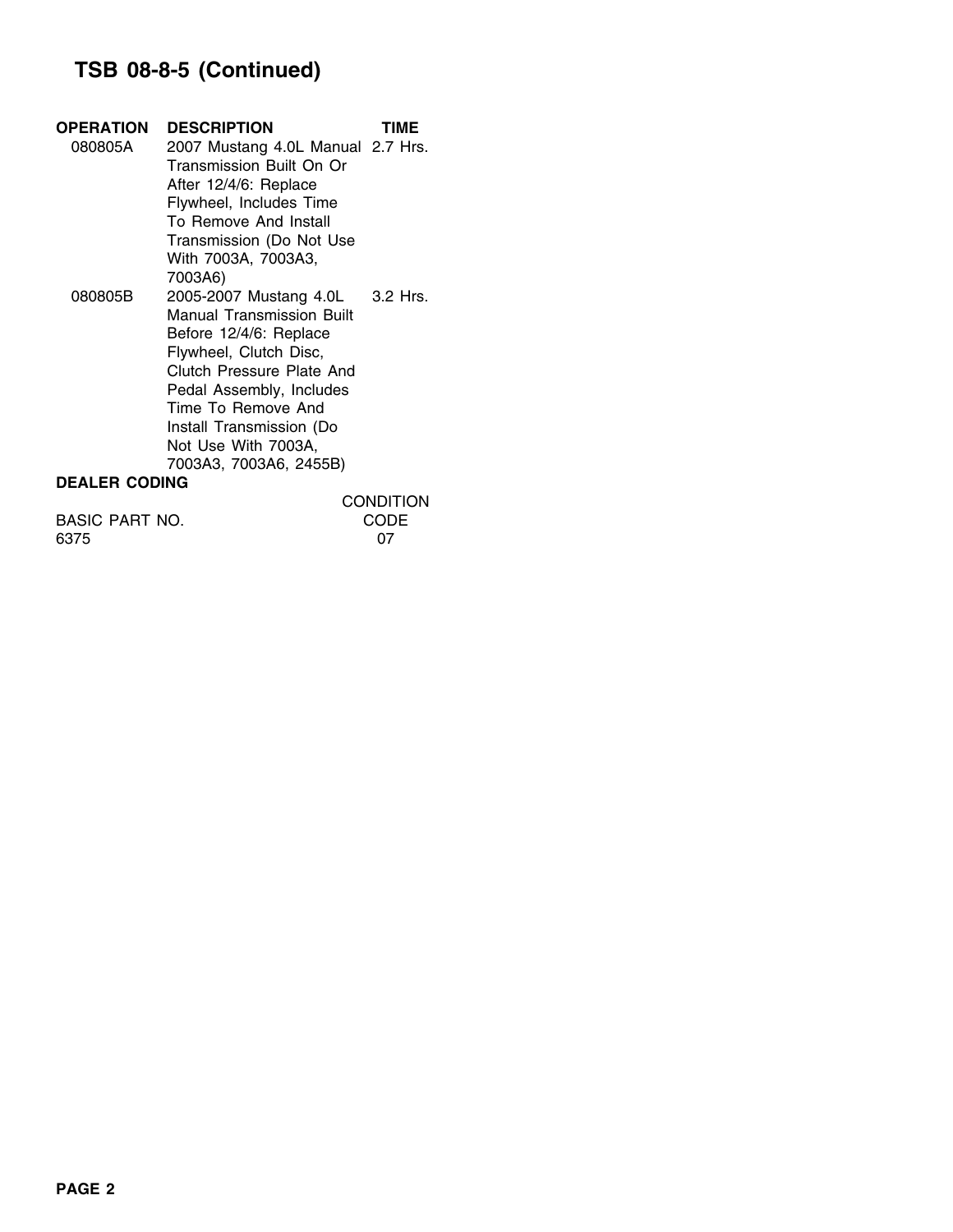# TSB 08-8-5 (Continued)

| OPERATION | DESCRIPTION | TIME |
|---|---|---|
| 080805A | 2007 Mustang 4.0L Manual Transmission Built On Or After 12/4/6: Replace Flywheel, Includes Time To Remove And Install Transmission (Do Not Use With 7003A, 7003A3, 7003A6) | 2.7 Hrs. |
| 080805B | 2005-2007 Mustang 4.0L Manual Transmission Built Before 12/4/6: Replace Flywheel, Clutch Disc, Clutch Pressure Plate And Pedal Assembly, Includes Time To Remove And Install Transmission (Do Not Use With 7003A, 7003A3, 7003A6, 2455B) | 3.2 Hrs. |

**DEALER CODING**

| BASIC PART NO. | CONDITION CODE |
|---|---|
| 6375 | 07 |